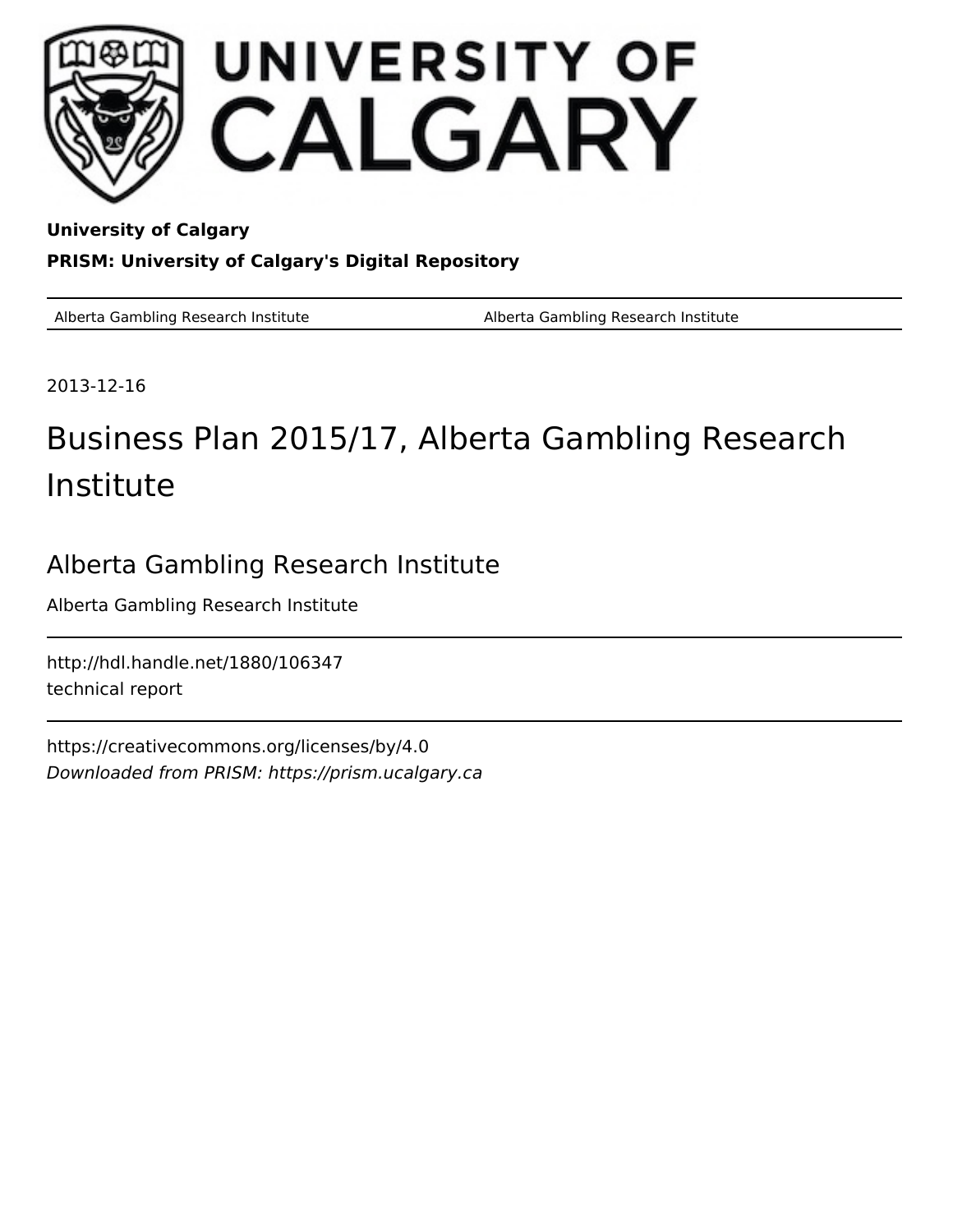**University of Calgary**

**PRISM: University of Calgary's Digital Repository**

| Alberta Gambling Research Institute | Alberta Gambling Research Institute |
|---|---|

2013-12-16

# Business Plan 2015/17, Alberta Gambling Research Institute

## Alberta Gambling Research Institute

Alberta Gambling Research Institute

http://hdl.handle.net/1880/106347
technical report

https://creativecommons.org/licenses/by/4.0
*Downloaded from PRISM: https://prism.ucalgary.ca*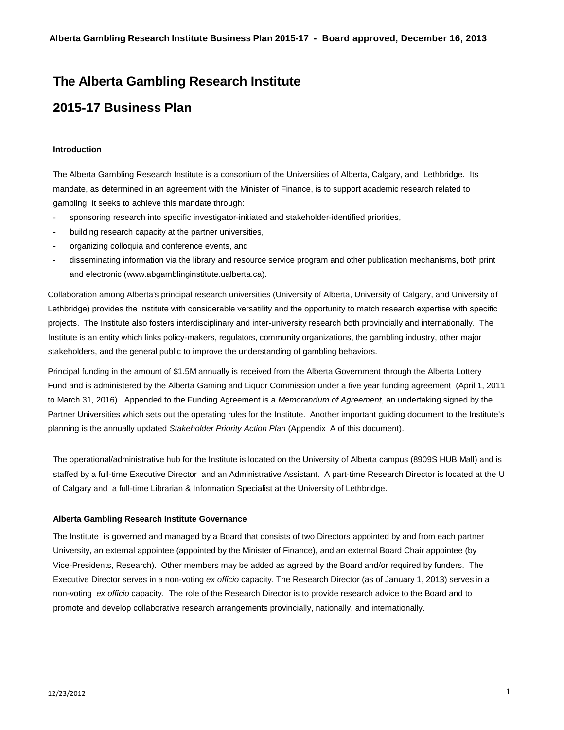# The Alberta Gambling Research Institute

# 2015-17 Business Plan

### Introduction

The Alberta Gambling Research Institute is a consortium of the Universities of Alberta, Calgary, and Lethbridge. Its mandate, as determined in an agreement with the Minister of Finance, is to support academic research related to gambling. It seeks to achieve this mandate through:

- sponsoring research into specific investigator-initiated and stakeholder-identified priorities,
- building research capacity at the partner universities,
- organizing colloquia and conference events, and
- disseminating information via the library and resource service program and other publication mechanisms, both print and electronic (www.abgamblinginstitute.ualberta.ca).

Collaboration among Alberta's principal research universities (University of Alberta, University of Calgary, and University of Lethbridge) provides the Institute with considerable versatility and the opportunity to match research expertise with specific projects. The Institute also fosters interdisciplinary and inter-university research both provincially and internationally. The Institute is an entity which links policy-makers, regulators, community organizations, the gambling industry, other major stakeholders, and the general public to improve the understanding of gambling behaviors.

Principal funding in the amount of $1.5M annually is received from the Alberta Government through the Alberta Lottery Fund and is administered by the Alberta Gaming and Liquor Commission under a five year funding agreement (April 1, 2011 to March 31, 2016). Appended to the Funding Agreement is a *Memorandum of Agreement*, an undertaking signed by the Partner Universities which sets out the operating rules for the Institute. Another important guiding document to the Institute's planning is the annually updated *Stakeholder Priority Action Plan* (Appendix A of this document).

The operational/administrative hub for the Institute is located on the University of Alberta campus (8909S HUB Mall) and is staffed by a full-time Executive Director and an Administrative Assistant. A part-time Research Director is located at the U of Calgary and a full-time Librarian & Information Specialist at the University of Lethbridge.

### Alberta Gambling Research Institute Governance

The Institute is governed and managed by a Board that consists of two Directors appointed by and from each partner University, an external appointee (appointed by the Minister of Finance), and an external Board Chair appointee (by Vice-Presidents, Research). Other members may be added as agreed by the Board and/or required by funders. The Executive Director serves in a non-voting *ex officio* capacity. The Research Director (as of January 1, 2013) serves in a non-voting *ex officio* capacity. The role of the Research Director is to provide research advice to the Board and to promote and develop collaborative research arrangements provincially, nationally, and internationally.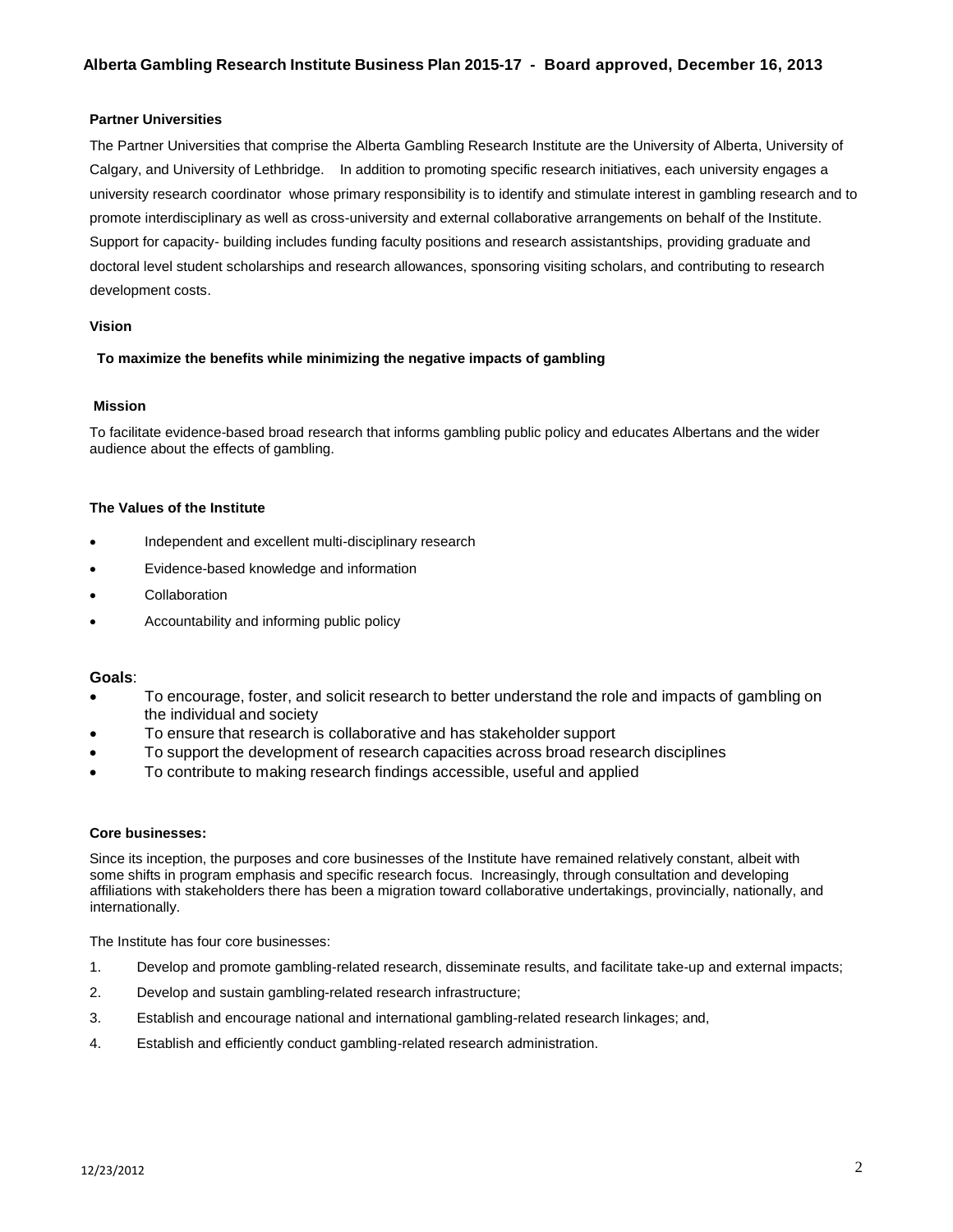### Partner Universities

The Partner Universities that comprise the Alberta Gambling Research Institute are the University of Alberta, University of Calgary, and University of Lethbridge. In addition to promoting specific research initiatives, each university engages a university research coordinator whose primary responsibility is to identify and stimulate interest in gambling research and to promote interdisciplinary as well as cross-university and external collaborative arrangements on behalf of the Institute. Support for capacity- building includes funding faculty positions and research assistantships, providing graduate and doctoral level student scholarships and research allowances, sponsoring visiting scholars, and contributing to research development costs.

### Vision

**To maximize the benefits while minimizing the negative impacts of gambling**

### Mission

To facilitate evidence-based broad research that informs gambling public policy and educates Albertans and the wider audience about the effects of gambling.

### The Values of the Institute

- Independent and excellent multi-disciplinary research
- Evidence-based knowledge and information
- Collaboration
- Accountability and informing public policy

### Goals:

- To encourage, foster, and solicit research to better understand the role and impacts of gambling on the individual and society
- To ensure that research is collaborative and has stakeholder support
- To support the development of research capacities across broad research disciplines
- To contribute to making research findings accessible, useful and applied

### Core businesses:

Since its inception, the purposes and core businesses of the Institute have remained relatively constant, albeit with some shifts in program emphasis and specific research focus. Increasingly, through consultation and developing affiliations with stakeholders there has been a migration toward collaborative undertakings, provincially, nationally, and internationally.

The Institute has four core businesses:

1. Develop and promote gambling-related research, disseminate results, and facilitate take-up and external impacts;
2. Develop and sustain gambling-related research infrastructure;
3. Establish and encourage national and international gambling-related research linkages; and,
4. Establish and efficiently conduct gambling-related research administration.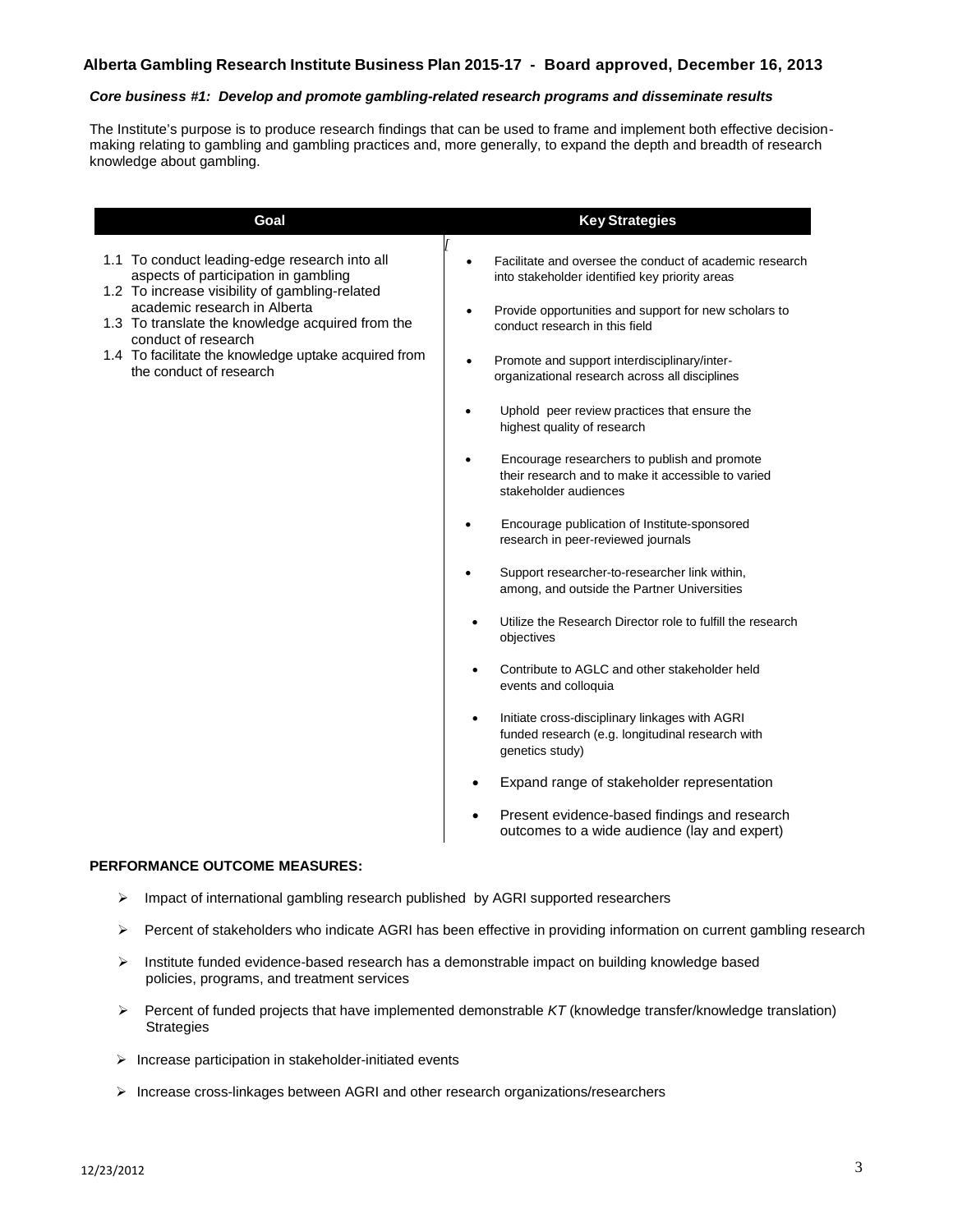# Alberta Gambling Research Institute Business Plan 2015-17 - Board approved, December 16, 2013

***Core business #1: Develop and promote gambling-related research programs and disseminate results***

The Institute's purpose is to produce research findings that can be used to frame and implement both effective decision-making relating to gambling and gambling practices and, more generally, to expand the depth and breadth of research knowledge about gambling.

| Goal | Key Strategies |
|---|---|
| 1.1 To conduct leading-edge research into all aspects of participation in gambling<br>1.2 To increase visibility of gambling-related academic research in Alberta<br>1.3 To translate the knowledge acquired from the conduct of research<br>1.4 To facilitate the knowledge uptake acquired from the conduct of research | • Facilitate and oversee the conduct of academic research into stakeholder identified key priority areas<br>• Provide opportunities and support for new scholars to conduct research in this field<br>• Promote and support interdisciplinary/inter-organizational research across all disciplines<br>• Uphold peer review practices that ensure the highest quality of research<br>• Encourage researchers to publish and promote their research and to make it accessible to varied stakeholder audiences<br>• Encourage publication of Institute-sponsored research in peer-reviewed journals<br>• Support researcher-to-researcher link within, among, and outside the Partner Universities<br>• Utilize the Research Director role to fulfill the research objectives<br>• Contribute to AGLC and other stakeholder held events and colloquia<br>• Initiate cross-disciplinary linkages with AGRI funded research (e.g. longitudinal research with genetics study)<br>• Expand range of stakeholder representation<br>• Present evidence-based findings and research outcomes to a wide audience (lay and expert) |

**PERFORMANCE OUTCOME MEASURES:**

- Impact of international gambling research published by AGRI supported researchers
- Percent of stakeholders who indicate AGRI has been effective in providing information on current gambling research
- Institute funded evidence-based research has a demonstrable impact on building knowledge based policies, programs, and treatment services
- Percent of funded projects that have implemented demonstrable *KT* (knowledge transfer/knowledge translation) Strategies
- Increase participation in stakeholder-initiated events
- Increase cross-linkages between AGRI and other research organizations/researchers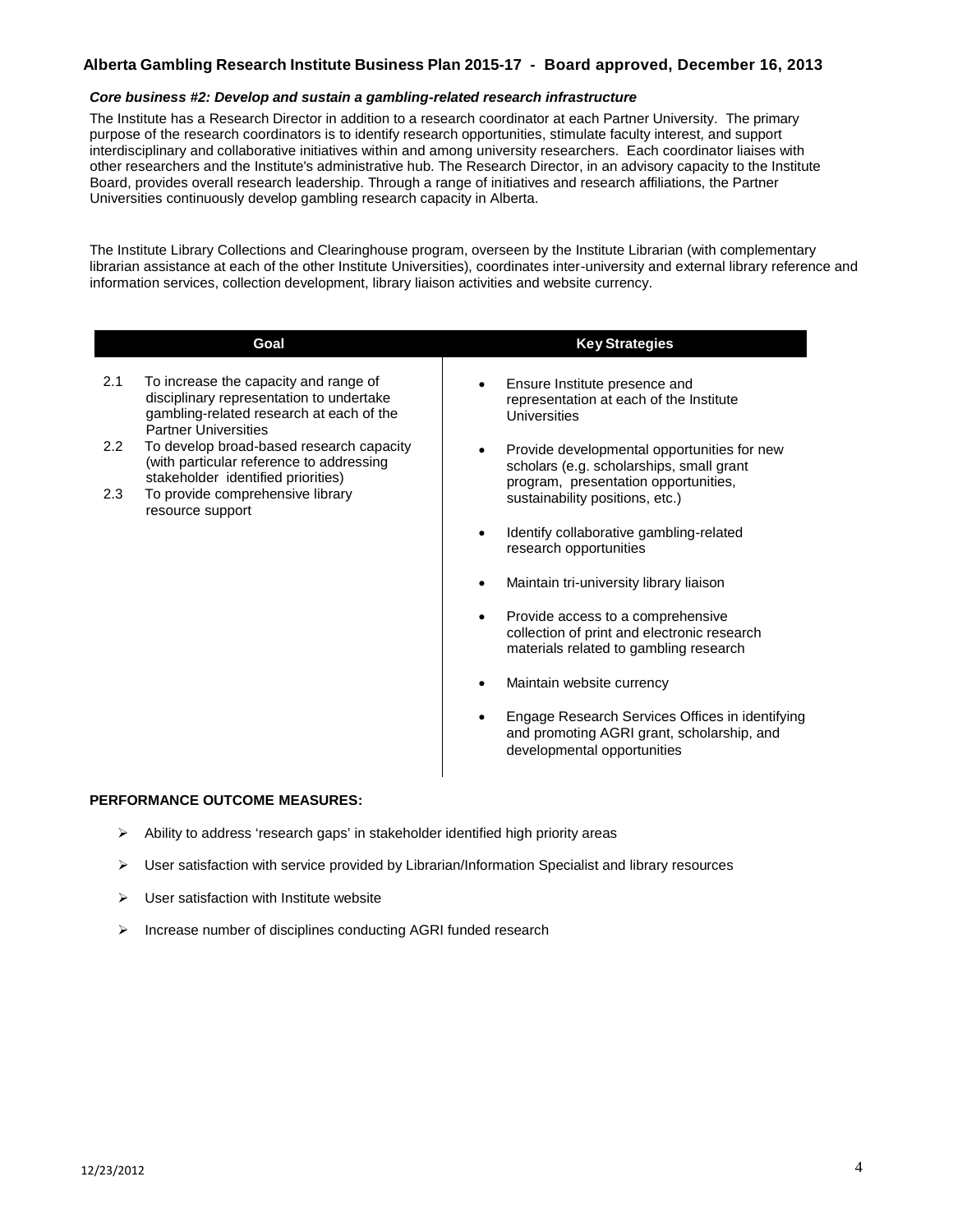### *Core business #2: Develop and sustain a gambling-related research infrastructure*

The Institute has a Research Director in addition to a research coordinator at each Partner University. The primary purpose of the research coordinators is to identify research opportunities, stimulate faculty interest, and support interdisciplinary and collaborative initiatives within and among university researchers. Each coordinator liaises with other researchers and the Institute's administrative hub. The Research Director, in an advisory capacity to the Institute Board, provides overall research leadership. Through a range of initiatives and research affiliations, the Partner Universities continuously develop gambling research capacity in Alberta.

The Institute Library Collections and Clearinghouse program, overseen by the Institute Librarian (with complementary librarian assistance at each of the other Institute Universities), coordinates inter-university and external library reference and information services, collection development, library liaison activities and website currency.

| Goal | Key Strategies |
| --- | --- |
| 2.1 To increase the capacity and range of disciplinary representation to undertake gambling-related research at each of the Partner Universities<br>2.2 To develop broad-based research capacity (with particular reference to addressing stakeholder identified priorities)<br>2.3 To provide comprehensive library resource support | • Ensure Institute presence and representation at each of the Institute Universities<br>• Provide developmental opportunities for new scholars (e.g. scholarships, small grant program, presentation opportunities, sustainability positions, etc.)<br>• Identify collaborative gambling-related research opportunities<br>• Maintain tri-university library liaison<br>• Provide access to a comprehensive collection of print and electronic research materials related to gambling research<br>• Maintain website currency<br>• Engage Research Services Offices in identifying and promoting AGRI grant, scholarship, and developmental opportunities |

**PERFORMANCE OUTCOME MEASURES:**

- Ability to address 'research gaps' in stakeholder identified high priority areas
- User satisfaction with service provided by Librarian/Information Specialist and library resources
- User satisfaction with Institute website
- Increase number of disciplines conducting AGRI funded research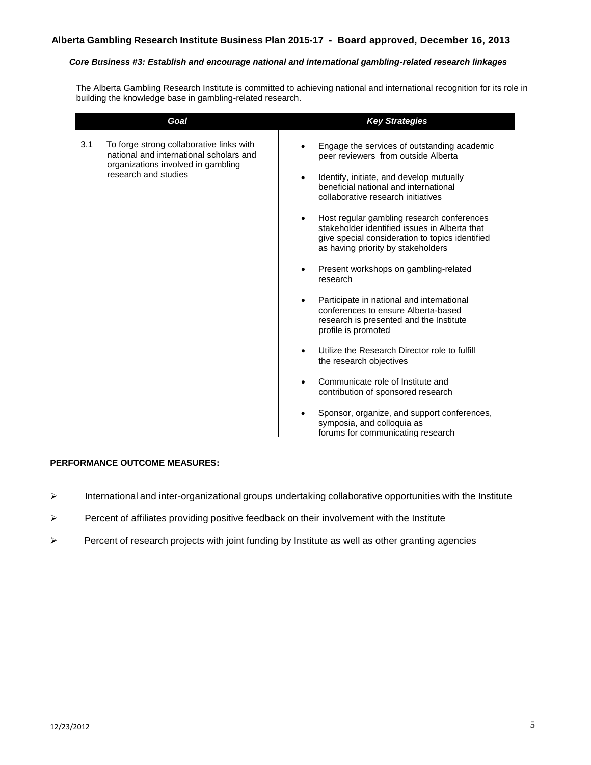**Alberta Gambling Research Institute Business Plan 2015-17 - Board approved, December 16, 2013**

***Core Business #3: Establish and encourage national and international gambling-related research linkages***

The Alberta Gambling Research Institute is committed to achieving national and international recognition for its role in building the knowledge base in gambling-related research.

| *Goal* | *Key Strategies* |
|---|---|
| 3.1 To forge strong collaborative links with national and international scholars and organizations involved in gambling research and studies | • Engage the services of outstanding academic peer reviewers from outside Alberta<br>• Identify, initiate, and develop mutually beneficial national and international collaborative research initiatives<br>• Host regular gambling research conferences stakeholder identified issues in Alberta that give special consideration to topics identified as having priority by stakeholders<br>• Present workshops on gambling-related research<br>• Participate in national and international conferences to ensure Alberta-based research is presented and the Institute profile is promoted<br>• Utilize the Research Director role to fulfill the research objectives<br>• Communicate role of Institute and contribution of sponsored research<br>• Sponsor, organize, and support conferences, symposia, and colloquia as forums for communicating research |

**PERFORMANCE OUTCOME MEASURES:**

- International and inter-organizational groups undertaking collaborative opportunities with the Institute
- Percent of affiliates providing positive feedback on their involvement with the Institute
- Percent of research projects with joint funding by Institute as well as other granting agencies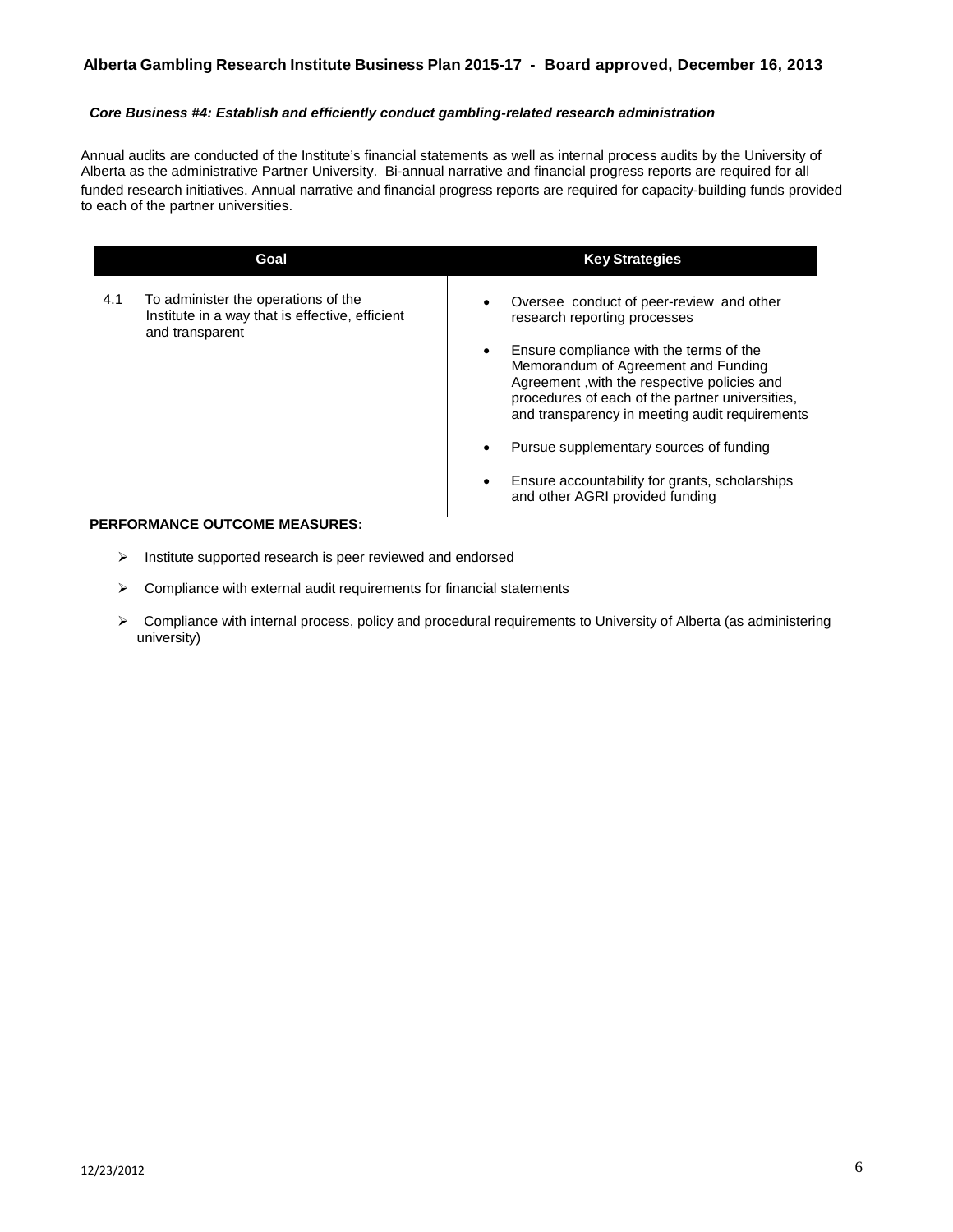### *Core Business #4: Establish and efficiently conduct gambling-related research administration*

Annual audits are conducted of the Institute's financial statements as well as internal process audits by the University of Alberta as the administrative Partner University. Bi-annual narrative and financial progress reports are required for all funded research initiatives. Annual narrative and financial progress reports are required for capacity-building funds provided to each of the partner universities.

| Goal | Key Strategies |
|---|---|
| 4.1 To administer the operations of the Institute in a way that is effective, efficient and transparent | • Oversee conduct of peer-review and other research reporting processes<br>• Ensure compliance with the terms of the Memorandum of Agreement and Funding Agreement ,with the respective policies and procedures of each of the partner universities, and transparency in meeting audit requirements<br>• Pursue supplementary sources of funding<br>• Ensure accountability for grants, scholarships and other AGRI provided funding |

**PERFORMANCE OUTCOME MEASURES:**

- Institute supported research is peer reviewed and endorsed
- Compliance with external audit requirements for financial statements
- Compliance with internal process, policy and procedural requirements to University of Alberta (as administering university)